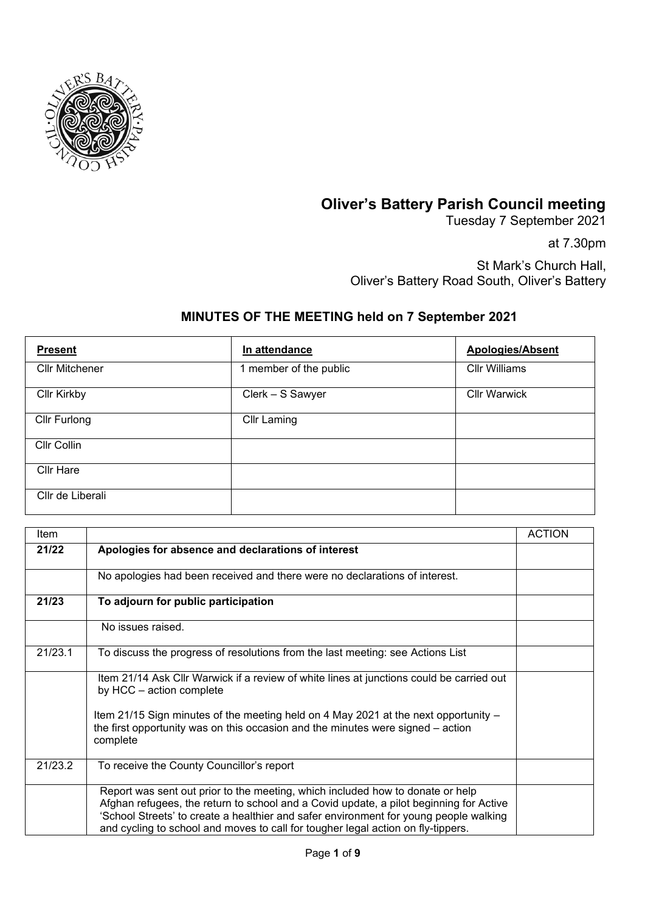# Oliver's Battery Parish Council meeting

Tuesday 7 September 2021

at 7.30pm

St Mark's Church Hall,
Oliver's Battery Road South, Oliver's Battery

## MINUTES OF THE MEETING held on 7 September 2021

| Present | In attendance | Apologies/Absent |
|---|---|---|
| Cllr Mitchener | 1 member of the public | Cllr Williams |
| Cllr Kirkby | Clerk – S Sawyer | Cllr Warwick |
| Cllr Furlong | Cllr Laming | |
| Cllr Collin | | |
| Cllr Hare | | |
| Cllr de Liberali | | |

| Item | | ACTION |
|---|---|---|
| **21/22** | **Apologies for absence and declarations of interest** | |
| | No apologies had been received and there were no declarations of interest. | |
| **21/23** | **To adjourn for public participation** | |
| | No issues raised. | |
| 21/23.1 | To discuss the progress of resolutions from the last meeting: see Actions List | |
| | Item 21/14 Ask Cllr Warwick if a review of white lines at junctions could be carried out by HCC – action complete<br><br>Item 21/15 Sign minutes of the meeting held on 4 May 2021 at the next opportunity – the first opportunity was on this occasion and the minutes were signed – action complete | |
| 21/23.2 | To receive the County Councillor's report | |
| | Report was sent out prior to the meeting, which included how to donate or help Afghan refugees, the return to school and a Covid update, a pilot beginning for Active 'School Streets' to create a healthier and safer environment for young people walking and cycling to school and moves to call for tougher legal action on fly-tippers. | |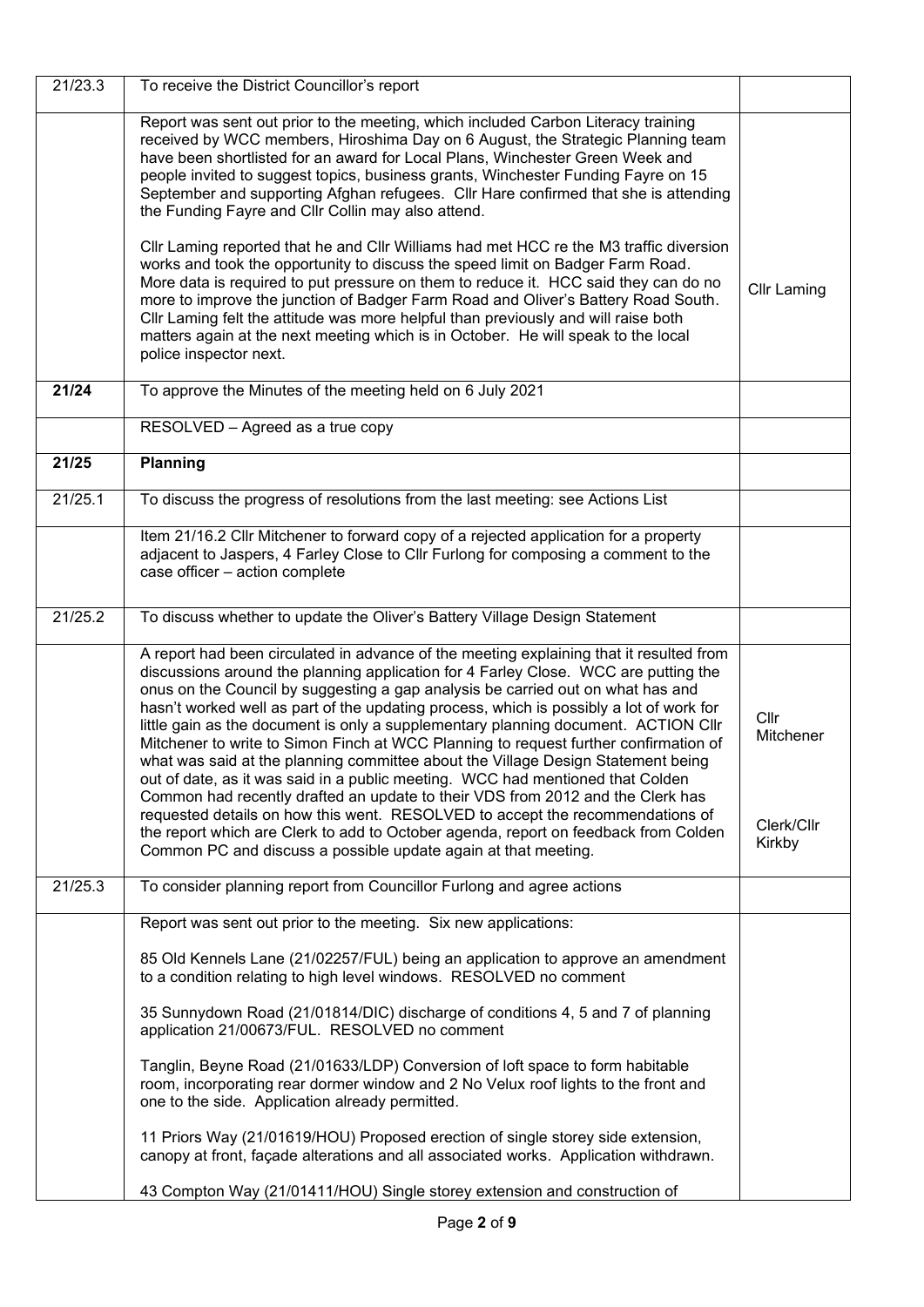| | | |
|---|---|---|
| 21/23.3 | To receive the District Councillor's report | |
| | Report was sent out prior to the meeting, which included Carbon Literacy training received by WCC members, Hiroshima Day on 6 August, the Strategic Planning team have been shortlisted for an award for Local Plans, Winchester Green Week and people invited to suggest topics, business grants, Winchester Funding Fayre on 15 September and supporting Afghan refugees. Cllr Hare confirmed that she is attending the Funding Fayre and Cllr Collin may also attend.<br><br>Cllr Laming reported that he and Cllr Williams had met HCC re the M3 traffic diversion works and took the opportunity to discuss the speed limit on Badger Farm Road. More data is required to put pressure on them to reduce it. HCC said they can do no more to improve the junction of Badger Farm Road and Oliver's Battery Road South. Cllr Laming felt the attitude was more helpful than previously and will raise both matters again at the next meeting which is in October. He will speak to the local police inspector next. | Cllr Laming |
| **21/24** | To approve the Minutes of the meeting held on 6 July 2021 | |
| | RESOLVED – Agreed as a true copy | |
| **21/25** | **Planning** | |
| 21/25.1 | To discuss the progress of resolutions from the last meeting: see Actions List | |
| | Item 21/16.2 Cllr Mitchener to forward copy of a rejected application for a property adjacent to Jaspers, 4 Farley Close to Cllr Furlong for composing a comment to the case officer – action complete | |
| 21/25.2 | To discuss whether to update the Oliver's Battery Village Design Statement | |
| | A report had been circulated in advance of the meeting explaining that it resulted from discussions around the planning application for 4 Farley Close. WCC are putting the onus on the Council by suggesting a gap analysis be carried out on what has and hasn't worked well as part of the updating process, which is possibly a lot of work for little gain as the document is only a supplementary planning document. ACTION Cllr Mitchener to write to Simon Finch at WCC Planning to request further confirmation of what was said at the planning committee about the Village Design Statement being out of date, as it was said in a public meeting. WCC had mentioned that Colden Common had recently drafted an update to their VDS from 2012 and the Clerk has requested details on how this went. RESOLVED to accept the recommendations of the report which are Clerk to add to October agenda, report on feedback from Colden Common PC and discuss a possible update again at that meeting. | Cllr Mitchener<br><br>Clerk/Cllr Kirkby |
| 21/25.3 | To consider planning report from Councillor Furlong and agree actions | |
| | Report was sent out prior to the meeting. Six new applications:<br><br>85 Old Kennels Lane (21/02257/FUL) being an application to approve an amendment to a condition relating to high level windows. RESOLVED no comment<br><br>35 Sunnydown Road (21/01814/DIC) discharge of conditions 4, 5 and 7 of planning application 21/00673/FUL. RESOLVED no comment<br><br>Tanglin, Beyne Road (21/01633/LDP) Conversion of loft space to form habitable room, incorporating rear dormer window and 2 No Velux roof lights to the front and one to the side. Application already permitted.<br><br>11 Priors Way (21/01619/HOU) Proposed erection of single storey side extension, canopy at front, façade alterations and all associated works. Application withdrawn.<br><br>43 Compton Way (21/01411/HOU) Single storey extension and construction of | |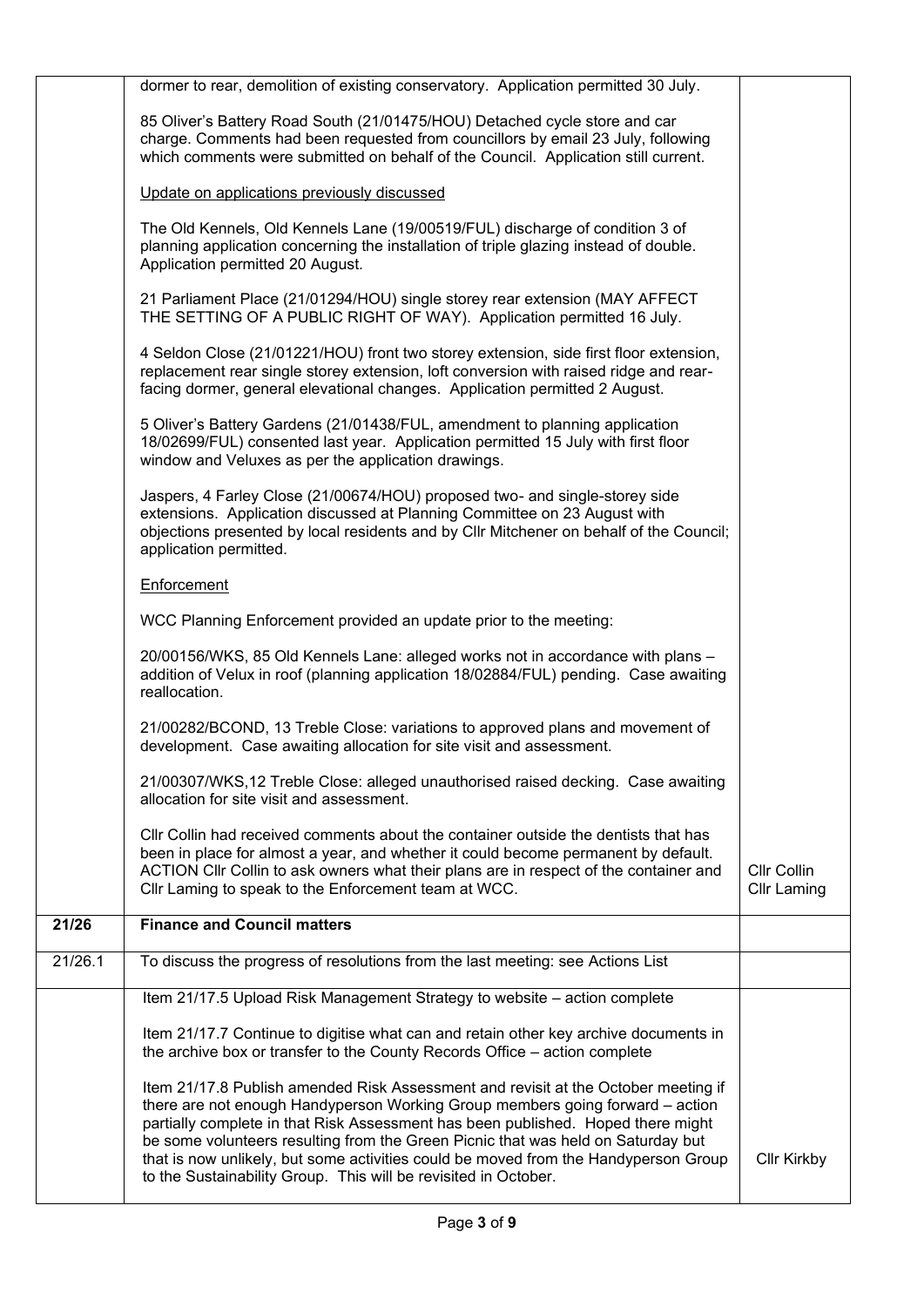| | | |
|---|---|---|
| | dormer to rear, demolition of existing conservatory. Application permitted 30 July.<br><br>85 Oliver's Battery Road South (21/01475/HOU) Detached cycle store and car charge. Comments had been requested from councillors by email 23 July, following which comments were submitted on behalf of the Council. Application still current.<br><br><u>Update on applications previously discussed</u><br><br>The Old Kennels, Old Kennels Lane (19/00519/FUL) discharge of condition 3 of planning application concerning the installation of triple glazing instead of double. Application permitted 20 August.<br><br>21 Parliament Place (21/01294/HOU) single storey rear extension (MAY AFFECT THE SETTING OF A PUBLIC RIGHT OF WAY). Application permitted 16 July.<br><br>4 Seldon Close (21/01221/HOU) front two storey extension, side first floor extension, replacement rear single storey extension, loft conversion with raised ridge and rear-facing dormer, general elevational changes. Application permitted 2 August.<br><br>5 Oliver's Battery Gardens (21/01438/FUL, amendment to planning application 18/02699/FUL) consented last year. Application permitted 15 July with first floor window and Veluxes as per the application drawings.<br><br>Jaspers, 4 Farley Close (21/00674/HOU) proposed two- and single-storey side extensions. Application discussed at Planning Committee on 23 August with objections presented by local residents and by Cllr Mitchener on behalf of the Council; application permitted.<br><br><u>Enforcement</u><br><br>WCC Planning Enforcement provided an update prior to the meeting:<br><br>20/00156/WKS, 85 Old Kennels Lane: alleged works not in accordance with plans – addition of Velux in roof (planning application 18/02884/FUL) pending. Case awaiting reallocation.<br><br>21/00282/BCOND, 13 Treble Close: variations to approved plans and movement of development. Case awaiting allocation for site visit and assessment.<br><br>21/00307/WKS,12 Treble Close: alleged unauthorised raised decking. Case awaiting allocation for site visit and assessment.<br><br>Cllr Collin had received comments about the container outside the dentists that has been in place for almost a year, and whether it could become permanent by default. ACTION Cllr Collin to ask owners what their plans are in respect of the container and Cllr Laming to speak to the Enforcement team at WCC. | Cllr Collin<br>Cllr Laming |
| **21/26** | **Finance and Council matters** | |
| 21/26.1 | To discuss the progress of resolutions from the last meeting: see Actions List | |
| | Item 21/17.5 Upload Risk Management Strategy to website – action complete<br><br>Item 21/17.7 Continue to digitise what can and retain other key archive documents in the archive box or transfer to the County Records Office – action complete<br><br>Item 21/17.8 Publish amended Risk Assessment and revisit at the October meeting if there are not enough Handyperson Working Group members going forward – action partially complete in that Risk Assessment has been published. Hoped there might be some volunteers resulting from the Green Picnic that was held on Saturday but that is now unlikely, but some activities could be moved from the Handyperson Group to the Sustainability Group. This will be revisited in October. | Cllr Kirkby |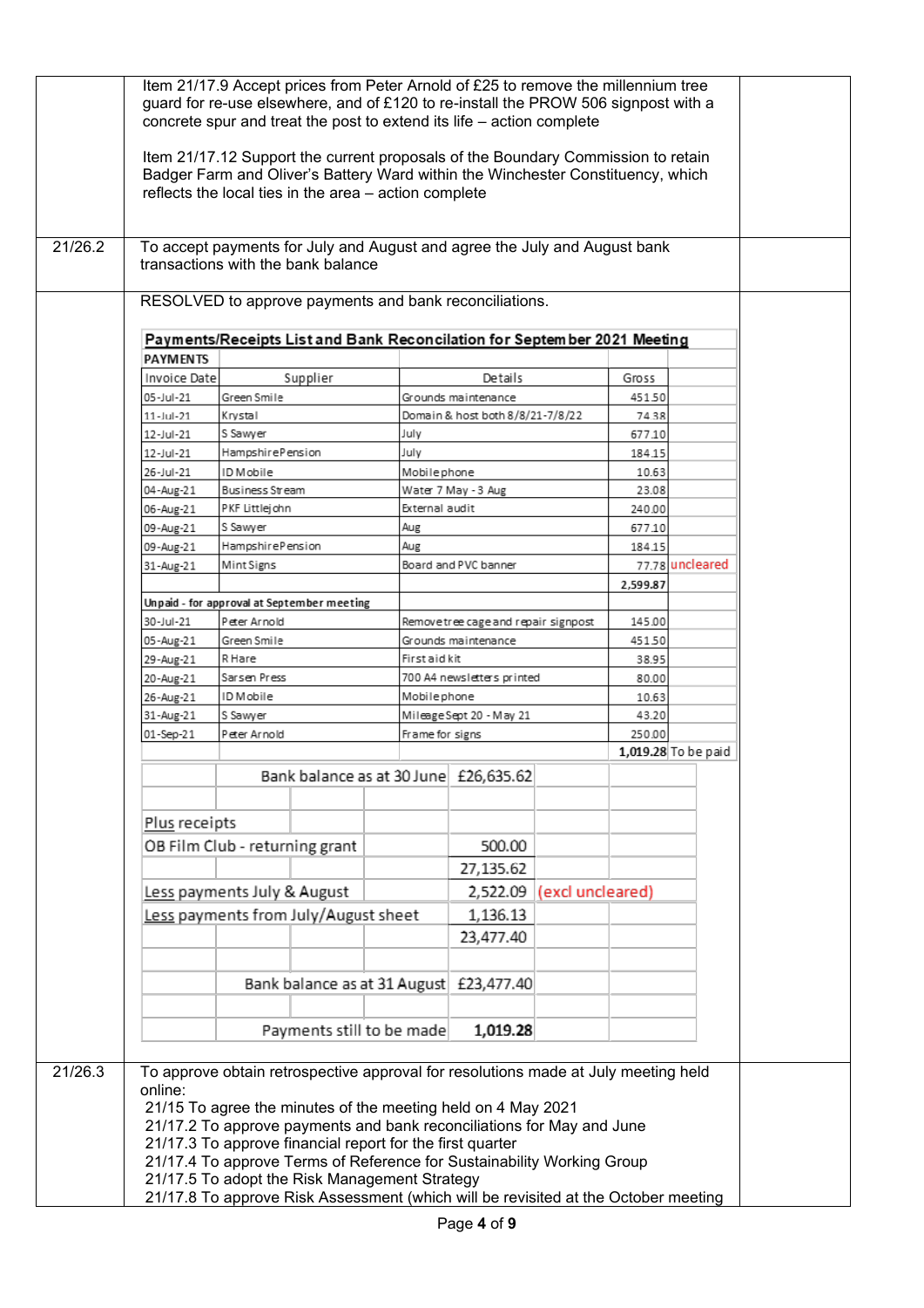| | | |
|---|---|---|
| | Item 21/17.9 Accept prices from Peter Arnold of £25 to remove the millennium tree guard for re-use elsewhere, and of £120 to re-install the PROW 506 signpost with a concrete spur and treat the post to extend its life – action complete<br><br>Item 21/17.12 Support the current proposals of the Boundary Commission to retain Badger Farm and Oliver's Battery Ward within the Winchester Constituency, which reflects the local ties in the area – action complete | |
| 21/26.2 | To accept payments for July and August and agree the July and August bank transactions with the bank balance | |
| | RESOLVED to approve payments and bank reconciliations. | |

**Payments/Receipts List and Bank Reconcilation for September 2021 Meeting**

| PAYMENTS | | | | |
|---|---|---|---|---|
| Invoice Date | Supplier | Details | Gross | |
| 05-Jul-21 | Green Smile | Grounds maintenance | 451.50 | |
| 11-Jul-21 | Krystal | Domain & host both 8/8/21-7/8/22 | 74.38 | |
| 12-Jul-21 | S Sawyer | July | 677.10 | |
| 12-Jul-21 | Hampshire Pension | July | 184.15 | |
| 26-Jul-21 | ID Mobile | Mobile phone | 10.63 | |
| 04-Aug-21 | Business Stream | Water 7 May - 3 Aug | 23.08 | |
| 06-Aug-21 | PKF Littlejohn | External audit | 240.00 | |
| 09-Aug-21 | S Sawyer | Aug | 677.10 | |
| 09-Aug-21 | Hampshire Pension | Aug | 184.15 | |
| 31-Aug-21 | Mint Signs | Board and PVC banner | 77.78 | uncleared |
| | | | **2,599.87** | |
| **Unpaid - for approval at September meeting** | | | | |
| 30-Jul-21 | Peter Arnold | Remove tree cage and repair signpost | 145.00 | |
| 05-Aug-21 | Green Smile | Grounds maintenance | 451.50 | |
| 29-Aug-21 | R Hare | First aid kit | 38.95 | |
| 20-Aug-21 | Sarsen Press | 700 A4 newsletters printed | 80.00 | |
| 26-Aug-21 | ID Mobile | Mobile phone | 10.63 | |
| 31-Aug-21 | S Sawyer | Mileage Sept 20 - May 21 | 43.20 | |
| 01-Sep-21 | Peter Arnold | Frame for signs | 250.00 | |
| | | | **1,019.28** | To be paid |

| | | |
|---|---|---|
| Bank balance as at 30 June | £26,635.62 | |
| Plus receipts | | |
| OB Film Club - returning grant | 500.00 | |
| | 27,135.62 | |
| Less payments July & August | 2,522.09 | (excl uncleared) |
| Less payments from July/August sheet | 1,136.13 | |
| | 23,477.40 | |
| Bank balance as at 31 August | £23,477.40 | |
| Payments still to be made | **1,019.28** | |

| | | |
|---|---|---|
| 21/26.3 | To approve obtain retrospective approval for resolutions made at July meeting held online:<br>21/15 To agree the minutes of the meeting held on 4 May 2021<br>21/17.2 To approve payments and bank reconciliations for May and June<br>21/17.3 To approve financial report for the first quarter<br>21/17.4 To approve Terms of Reference for Sustainability Working Group<br>21/17.5 To adopt the Risk Management Strategy<br>21/17.8 To approve Risk Assessment (which will be revisited at the October meeting | |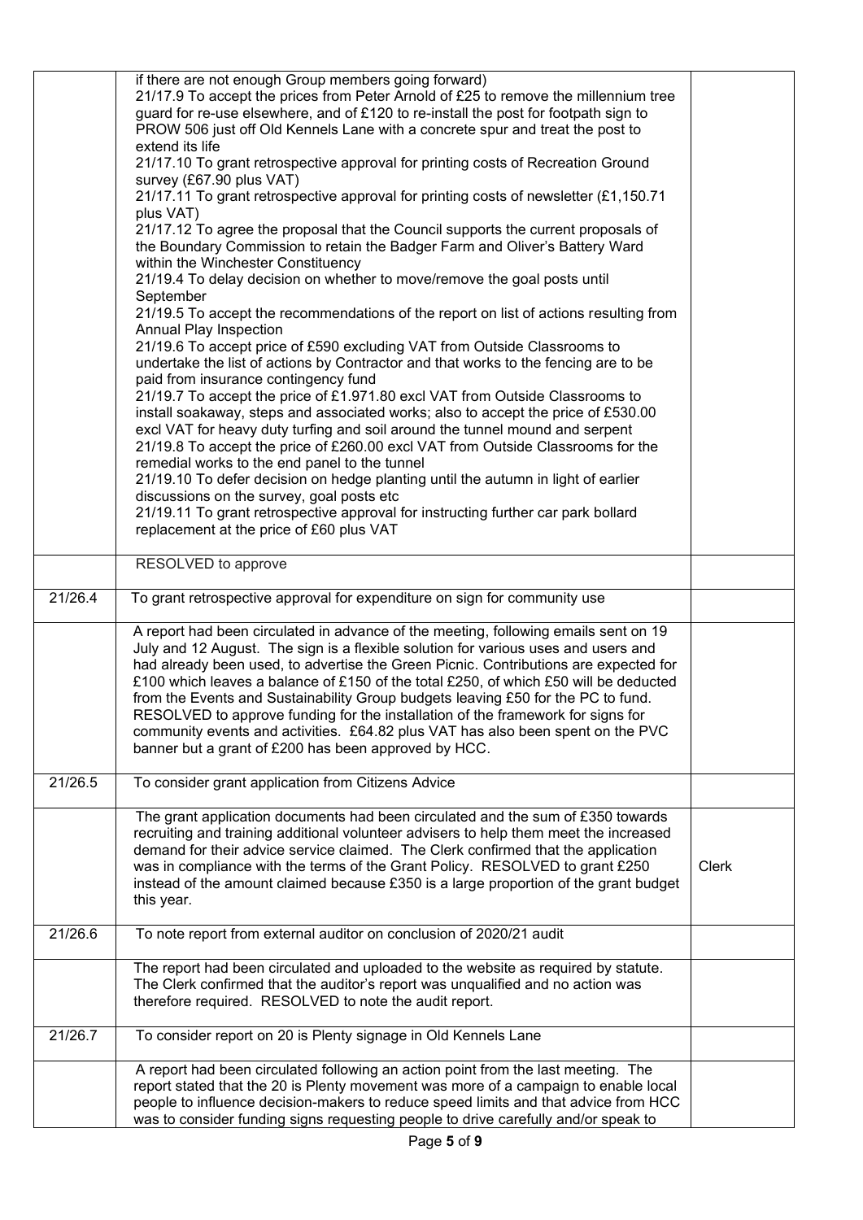| | | |
|---|---|---|
| | if there are not enough Group members going forward)<br>21/17.9 To accept the prices from Peter Arnold of £25 to remove the millennium tree guard for re-use elsewhere, and of £120 to re-install the post for footpath sign to PROW 506 just off Old Kennels Lane with a concrete spur and treat the post to extend its life<br>21/17.10 To grant retrospective approval for printing costs of Recreation Ground survey (£67.90 plus VAT)<br>21/17.11 To grant retrospective approval for printing costs of newsletter (£1,150.71 plus VAT)<br>21/17.12 To agree the proposal that the Council supports the current proposals of the Boundary Commission to retain the Badger Farm and Oliver's Battery Ward within the Winchester Constituency<br>21/19.4 To delay decision on whether to move/remove the goal posts until September<br>21/19.5 To accept the recommendations of the report on list of actions resulting from Annual Play Inspection<br>21/19.6 To accept price of £590 excluding VAT from Outside Classrooms to undertake the list of actions by Contractor and that works to the fencing are to be paid from insurance contingency fund<br>21/19.7 To accept the price of £1.971.80 excl VAT from Outside Classrooms to install soakaway, steps and associated works; also to accept the price of £530.00 excl VAT for heavy duty turfing and soil around the tunnel mound and serpent<br>21/19.8 To accept the price of £260.00 excl VAT from Outside Classrooms for the remedial works to the end panel to the tunnel<br>21/19.10 To defer decision on hedge planting until the autumn in light of earlier discussions on the survey, goal posts etc<br>21/19.11 To grant retrospective approval for instructing further car park bollard replacement at the price of £60 plus VAT | |
| | RESOLVED to approve | |
| 21/26.4 | To grant retrospective approval for expenditure on sign for community use | |
| | A report had been circulated in advance of the meeting, following emails sent on 19 July and 12 August. The sign is a flexible solution for various uses and users and had already been used, to advertise the Green Picnic. Contributions are expected for £100 which leaves a balance of £150 of the total £250, of which £50 will be deducted from the Events and Sustainability Group budgets leaving £50 for the PC to fund. RESOLVED to approve funding for the installation of the framework for signs for community events and activities. £64.82 plus VAT has also been spent on the PVC banner but a grant of £200 has been approved by HCC. | |
| 21/26.5 | To consider grant application from Citizens Advice | |
| | The grant application documents had been circulated and the sum of £350 towards recruiting and training additional volunteer advisers to help them meet the increased demand for their advice service claimed. The Clerk confirmed that the application was in compliance with the terms of the Grant Policy. RESOLVED to grant £250 instead of the amount claimed because £350 is a large proportion of the grant budget this year. | Clerk |
| 21/26.6 | To note report from external auditor on conclusion of 2020/21 audit | |
| | The report had been circulated and uploaded to the website as required by statute. The Clerk confirmed that the auditor's report was unqualified and no action was therefore required. RESOLVED to note the audit report. | |
| 21/26.7 | To consider report on 20 is Plenty signage in Old Kennels Lane | |
| | A report had been circulated following an action point from the last meeting. The report stated that the 20 is Plenty movement was more of a campaign to enable local people to influence decision-makers to reduce speed limits and that advice from HCC was to consider funding signs requesting people to drive carefully and/or speak to | |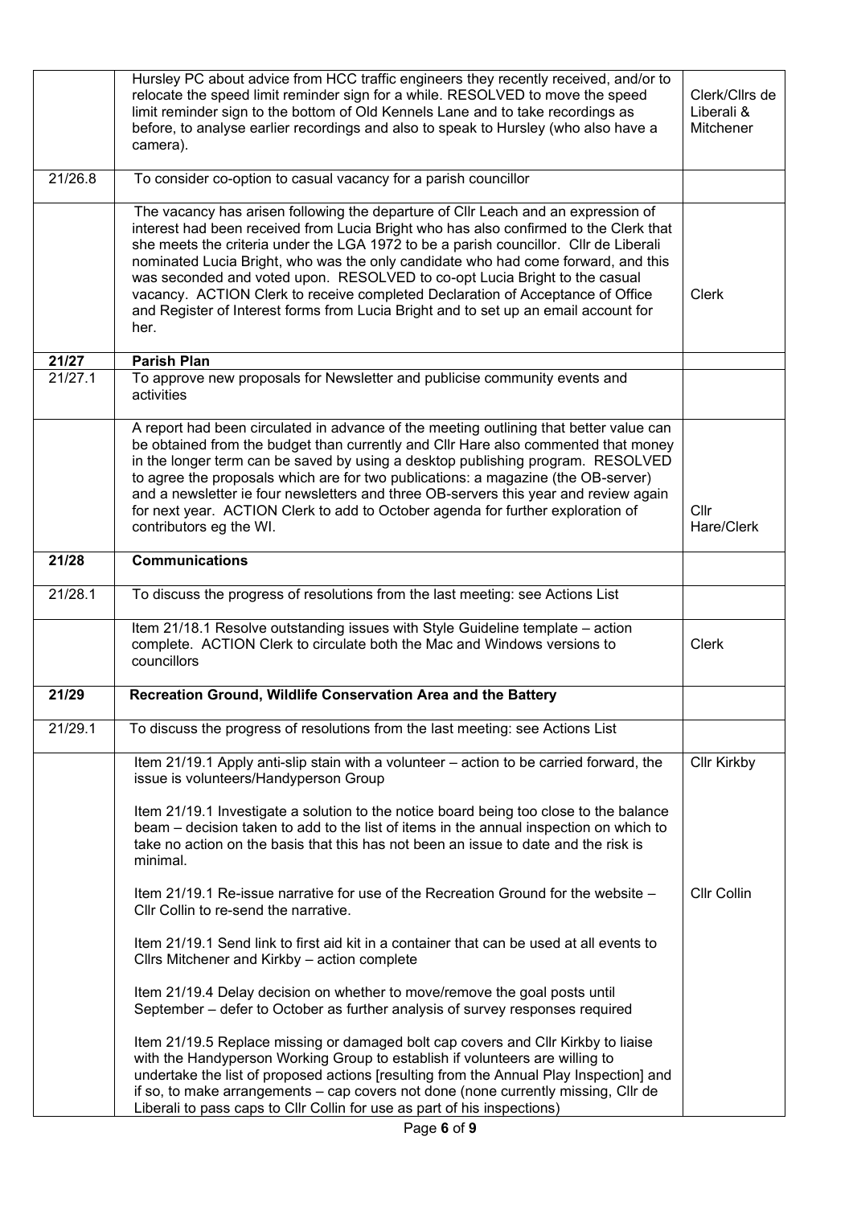| | | |
|---|---|---|
| | Hursley PC about advice from HCC traffic engineers they recently received, and/or to relocate the speed limit reminder sign for a while. RESOLVED to move the speed limit reminder sign to the bottom of Old Kennels Lane and to take recordings as before, to analyse earlier recordings and also to speak to Hursley (who also have a camera). | Clerk/Cllrs de Liberali & Mitchener |
| 21/26.8 | To consider co-option to casual vacancy for a parish councillor | |
| | The vacancy has arisen following the departure of Cllr Leach and an expression of interest had been received from Lucia Bright who has also confirmed to the Clerk that she meets the criteria under the LGA 1972 to be a parish councillor. Cllr de Liberali nominated Lucia Bright, who was the only candidate who had come forward, and this was seconded and voted upon. RESOLVED to co-opt Lucia Bright to the casual vacancy. ACTION Clerk to receive completed Declaration of Acceptance of Office and Register of Interest forms from Lucia Bright and to set up an email account for her. | Clerk |
| **21/27** | **Parish Plan** | |
| 21/27.1 | To approve new proposals for Newsletter and publicise community events and activities | |
| | A report had been circulated in advance of the meeting outlining that better value can be obtained from the budget than currently and Cllr Hare also commented that money in the longer term can be saved by using a desktop publishing program. RESOLVED to agree the proposals which are for two publications: a magazine (the OB-server) and a newsletter ie four newsletters and three OB-servers this year and review again for next year. ACTION Clerk to add to October agenda for further exploration of contributors eg the WI. | Cllr Hare/Clerk |
| **21/28** | **Communications** | |
| 21/28.1 | To discuss the progress of resolutions from the last meeting: see Actions List | |
| | Item 21/18.1 Resolve outstanding issues with Style Guideline template – action complete. ACTION Clerk to circulate both the Mac and Windows versions to councillors | Clerk |
| **21/29** | **Recreation Ground, Wildlife Conservation Area and the Battery** | |
| 21/29.1 | To discuss the progress of resolutions from the last meeting: see Actions List | |
| | Item 21/19.1 Apply anti-slip stain with a volunteer – action to be carried forward, the issue is volunteers/Handyperson Group<br><br>Item 21/19.1 Investigate a solution to the notice board being too close to the balance beam – decision taken to add to the list of items in the annual inspection on which to take no action on the basis that this has not been an issue to date and the risk is minimal.<br><br>Item 21/19.1 Re-issue narrative for use of the Recreation Ground for the website – Cllr Collin to re-send the narrative.<br><br>Item 21/19.1 Send link to first aid kit in a container that can be used at all events to Cllrs Mitchener and Kirkby – action complete<br><br>Item 21/19.4 Delay decision on whether to move/remove the goal posts until September – defer to October as further analysis of survey responses required<br><br>Item 21/19.5 Replace missing or damaged bolt cap covers and Cllr Kirkby to liaise with the Handyperson Working Group to establish if volunteers are willing to undertake the list of proposed actions [resulting from the Annual Play Inspection] and if so, to make arrangements – cap covers not done (none currently missing, Cllr de Liberali to pass caps to Cllr Collin for use as part of his inspections) | Cllr Kirkby<br><br><br><br><br><br><br>Cllr Collin |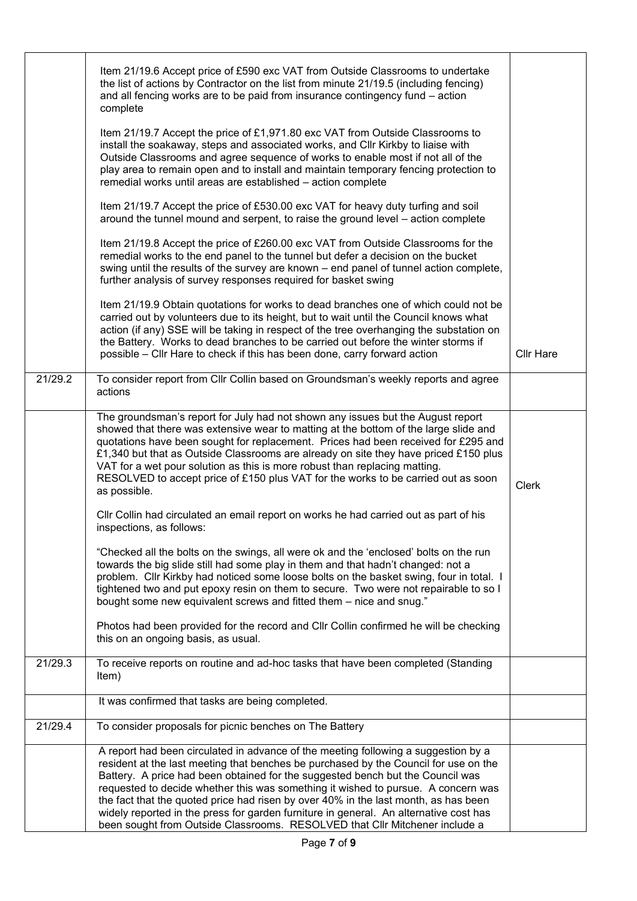| | | |
|---|---|---|
| | Item 21/19.6 Accept price of £590 exc VAT from Outside Classrooms to undertake the list of actions by Contractor on the list from minute 21/19.5 (including fencing) and all fencing works are to be paid from insurance contingency fund – action complete<br><br>Item 21/19.7 Accept the price of £1,971.80 exc VAT from Outside Classrooms to install the soakaway, steps and associated works, and Cllr Kirkby to liaise with Outside Classrooms and agree sequence of works to enable most if not all of the play area to remain open and to install and maintain temporary fencing protection to remedial works until areas are established – action complete<br><br>Item 21/19.7 Accept the price of £530.00 exc VAT for heavy duty turfing and soil around the tunnel mound and serpent, to raise the ground level – action complete<br><br>Item 21/19.8 Accept the price of £260.00 exc VAT from Outside Classrooms for the remedial works to the end panel to the tunnel but defer a decision on the bucket swing until the results of the survey are known – end panel of tunnel action complete, further analysis of survey responses required for basket swing<br><br>Item 21/19.9 Obtain quotations for works to dead branches one of which could not be carried out by volunteers due to its height, but to wait until the Council knows what action (if any) SSE will be taking in respect of the tree overhanging the substation on the Battery. Works to dead branches to be carried out before the winter storms if possible – Cllr Hare to check if this has been done, carry forward action | Cllr Hare |
| 21/29.2 | To consider report from Cllr Collin based on Groundsman's weekly reports and agree actions | |
| | The groundsman's report for July had not shown any issues but the August report showed that there was extensive wear to matting at the bottom of the large slide and quotations have been sought for replacement. Prices had been received for £295 and £1,340 but that as Outside Classrooms are already on site they have priced £150 plus VAT for a wet pour solution as this is more robust than replacing matting. RESOLVED to accept price of £150 plus VAT for the works to be carried out as soon as possible.<br><br>Cllr Collin had circulated an email report on works he had carried out as part of his inspections, as follows:<br><br>"Checked all the bolts on the swings, all were ok and the 'enclosed' bolts on the run towards the big slide still had some play in them and that hadn't changed: not a problem. Cllr Kirkby had noticed some loose bolts on the basket swing, four in total. I tightened two and put epoxy resin on them to secure. Two were not repairable to so I bought some new equivalent screws and fitted them – nice and snug."<br><br>Photos had been provided for the record and Cllr Collin confirmed he will be checking this on an ongoing basis, as usual. | Clerk |
| 21/29.3 | To receive reports on routine and ad-hoc tasks that have been completed (Standing Item) | |
| | It was confirmed that tasks are being completed. | |
| 21/29.4 | To consider proposals for picnic benches on The Battery | |
| | A report had been circulated in advance of the meeting following a suggestion by a resident at the last meeting that benches be purchased by the Council for use on the Battery. A price had been obtained for the suggested bench but the Council was requested to decide whether this was something it wished to pursue. A concern was the fact that the quoted price had risen by over 40% in the last month, as has been widely reported in the press for garden furniture in general. An alternative cost has been sought from Outside Classrooms. RESOLVED that Cllr Mitchener include a | |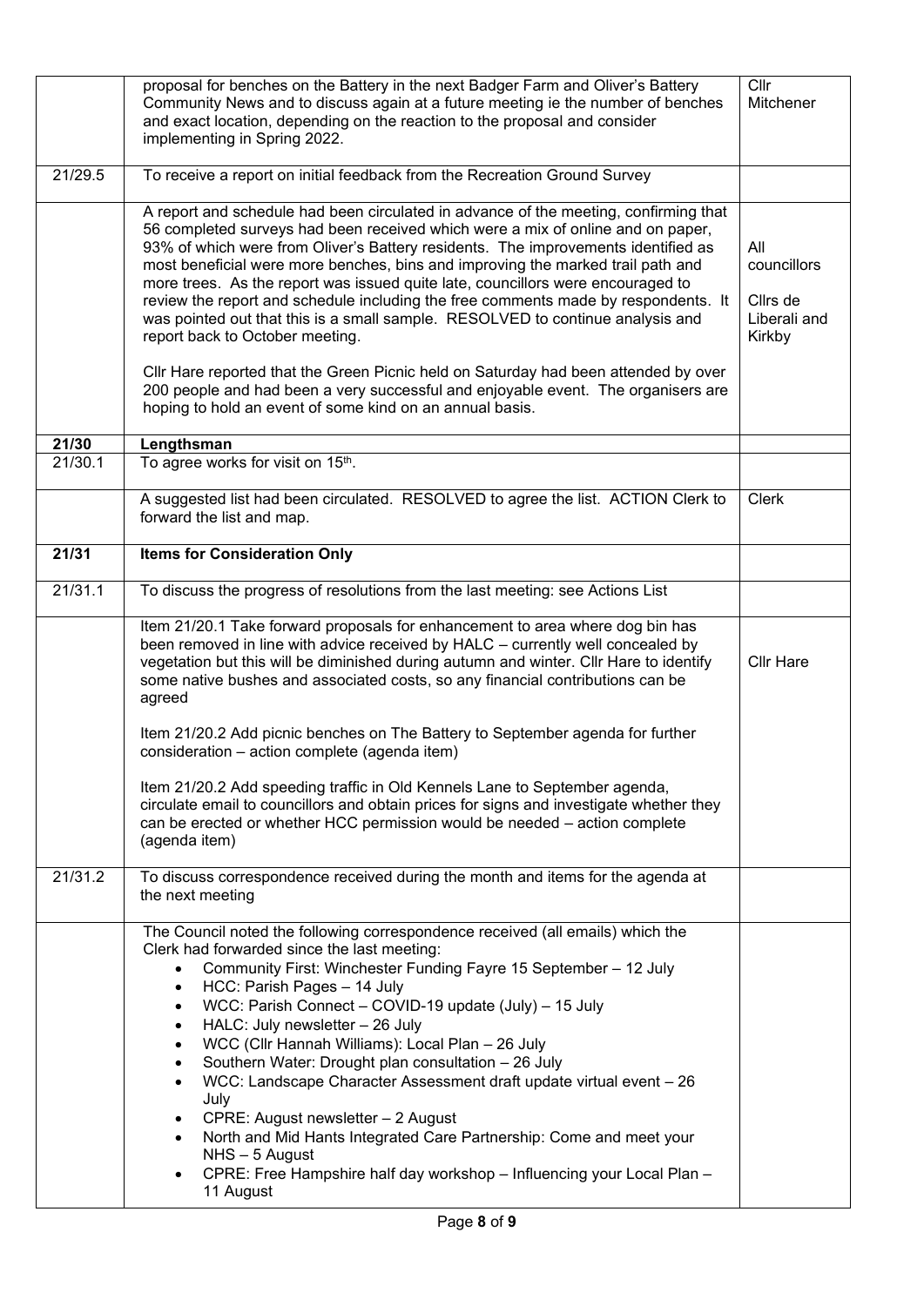| | | |
|---|---|---|
| | proposal for benches on the Battery in the next Badger Farm and Oliver's Battery Community News and to discuss again at a future meeting ie the number of benches and exact location, depending on the reaction to the proposal and consider implementing in Spring 2022. | Cllr Mitchener |
| 21/29.5 | To receive a report on initial feedback from the Recreation Ground Survey | |
| | A report and schedule had been circulated in advance of the meeting, confirming that 56 completed surveys had been received which were a mix of online and on paper, 93% of which were from Oliver's Battery residents. The improvements identified as most beneficial were more benches, bins and improving the marked trail path and more trees. As the report was issued quite late, councillors were encouraged to review the report and schedule including the free comments made by respondents. It was pointed out that this is a small sample. RESOLVED to continue analysis and report back to October meeting.<br><br>Cllr Hare reported that the Green Picnic held on Saturday had been attended by over 200 people and had been a very successful and enjoyable event. The organisers are hoping to hold an event of some kind on an annual basis. | All councillors<br><br>Cllrs de Liberali and Kirkby |
| **21/30** | **Lengthsman** | |
| 21/30.1 | To agree works for visit on 15th. | |
| | A suggested list had been circulated. RESOLVED to agree the list. ACTION Clerk to forward the list and map. | Clerk |
| **21/31** | **Items for Consideration Only** | |
| 21/31.1 | To discuss the progress of resolutions from the last meeting: see Actions List | |
| | Item 21/20.1 Take forward proposals for enhancement to area where dog bin has been removed in line with advice received by HALC – currently well concealed by vegetation but this will be diminished during autumn and winter. Cllr Hare to identify some native bushes and associated costs, so any financial contributions can be agreed<br><br>Item 21/20.2 Add picnic benches on The Battery to September agenda for further consideration – action complete (agenda item)<br><br>Item 21/20.2 Add speeding traffic in Old Kennels Lane to September agenda, circulate email to councillors and obtain prices for signs and investigate whether they can be erected or whether HCC permission would be needed – action complete (agenda item) | Cllr Hare |
| 21/31.2 | To discuss correspondence received during the month and items for the agenda at the next meeting | |
| | The Council noted the following correspondence received (all emails) which the Clerk had forwarded since the last meeting:<br>• Community First: Winchester Funding Fayre 15 September – 12 July<br>• HCC: Parish Pages – 14 July<br>• WCC: Parish Connect – COVID-19 update (July) – 15 July<br>• HALC: July newsletter – 26 July<br>• WCC (Cllr Hannah Williams): Local Plan – 26 July<br>• Southern Water: Drought plan consultation – 26 July<br>• WCC: Landscape Character Assessment draft update virtual event – 26 July<br>• CPRE: August newsletter – 2 August<br>• North and Mid Hants Integrated Care Partnership: Come and meet your NHS – 5 August<br>• CPRE: Free Hampshire half day workshop – Influencing your Local Plan – 11 August | |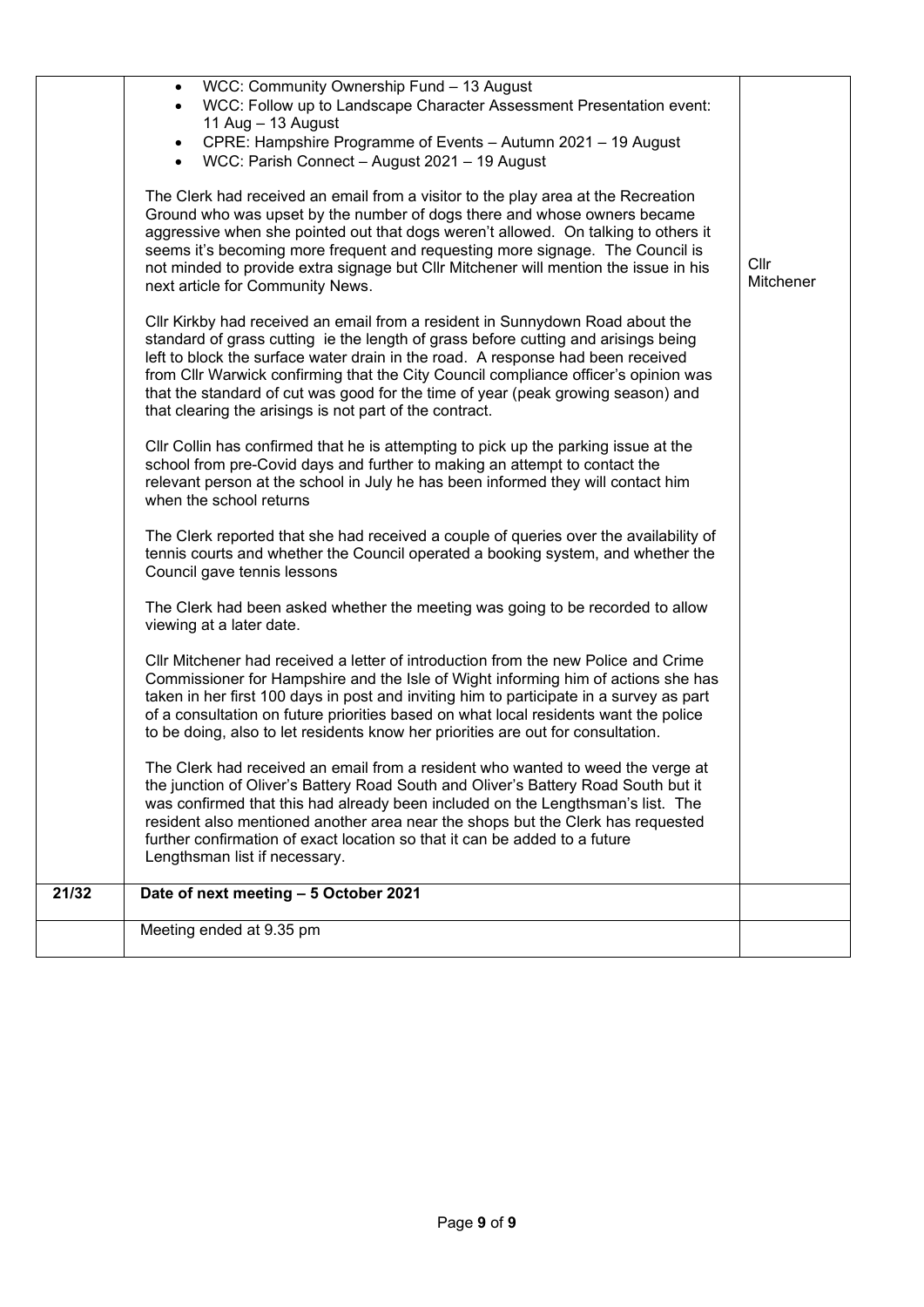| | | |
|---|---|---|
| | • WCC: Community Ownership Fund – 13 August<br>• WCC: Follow up to Landscape Character Assessment Presentation event: 11 Aug – 13 August<br>• CPRE: Hampshire Programme of Events – Autumn 2021 – 19 August<br>• WCC: Parish Connect – August 2021 – 19 August<br><br>The Clerk had received an email from a visitor to the play area at the Recreation Ground who was upset by the number of dogs there and whose owners became aggressive when she pointed out that dogs weren't allowed. On talking to others it seems it's becoming more frequent and requesting more signage. The Council is not minded to provide extra signage but Cllr Mitchener will mention the issue in his next article for Community News.<br><br>Cllr Kirkby had received an email from a resident in Sunnydown Road about the standard of grass cutting ie the length of grass before cutting and arisings being left to block the surface water drain in the road. A response had been received from Cllr Warwick confirming that the City Council compliance officer's opinion was that the standard of cut was good for the time of year (peak growing season) and that clearing the arisings is not part of the contract.<br><br>Cllr Collin has confirmed that he is attempting to pick up the parking issue at the school from pre-Covid days and further to making an attempt to contact the relevant person at the school in July he has been informed they will contact him when the school returns<br><br>The Clerk reported that she had received a couple of queries over the availability of tennis courts and whether the Council operated a booking system, and whether the Council gave tennis lessons<br><br>The Clerk had been asked whether the meeting was going to be recorded to allow viewing at a later date.<br><br>Cllr Mitchener had received a letter of introduction from the new Police and Crime Commissioner for Hampshire and the Isle of Wight informing him of actions she has taken in her first 100 days in post and inviting him to participate in a survey as part of a consultation on future priorities based on what local residents want the police to be doing, also to let residents know her priorities are out for consultation.<br><br>The Clerk had received an email from a resident who wanted to weed the verge at the junction of Oliver's Battery Road South and Oliver's Battery Road South but it was confirmed that this had already been included on the Lengthsman's list. The resident also mentioned another area near the shops but the Clerk has requested further confirmation of exact location so that it can be added to a future Lengthsman list if necessary. | Cllr Mitchener |
| **21/32** | **Date of next meeting – 5 October 2021** | |
| | Meeting ended at 9.35 pm | |